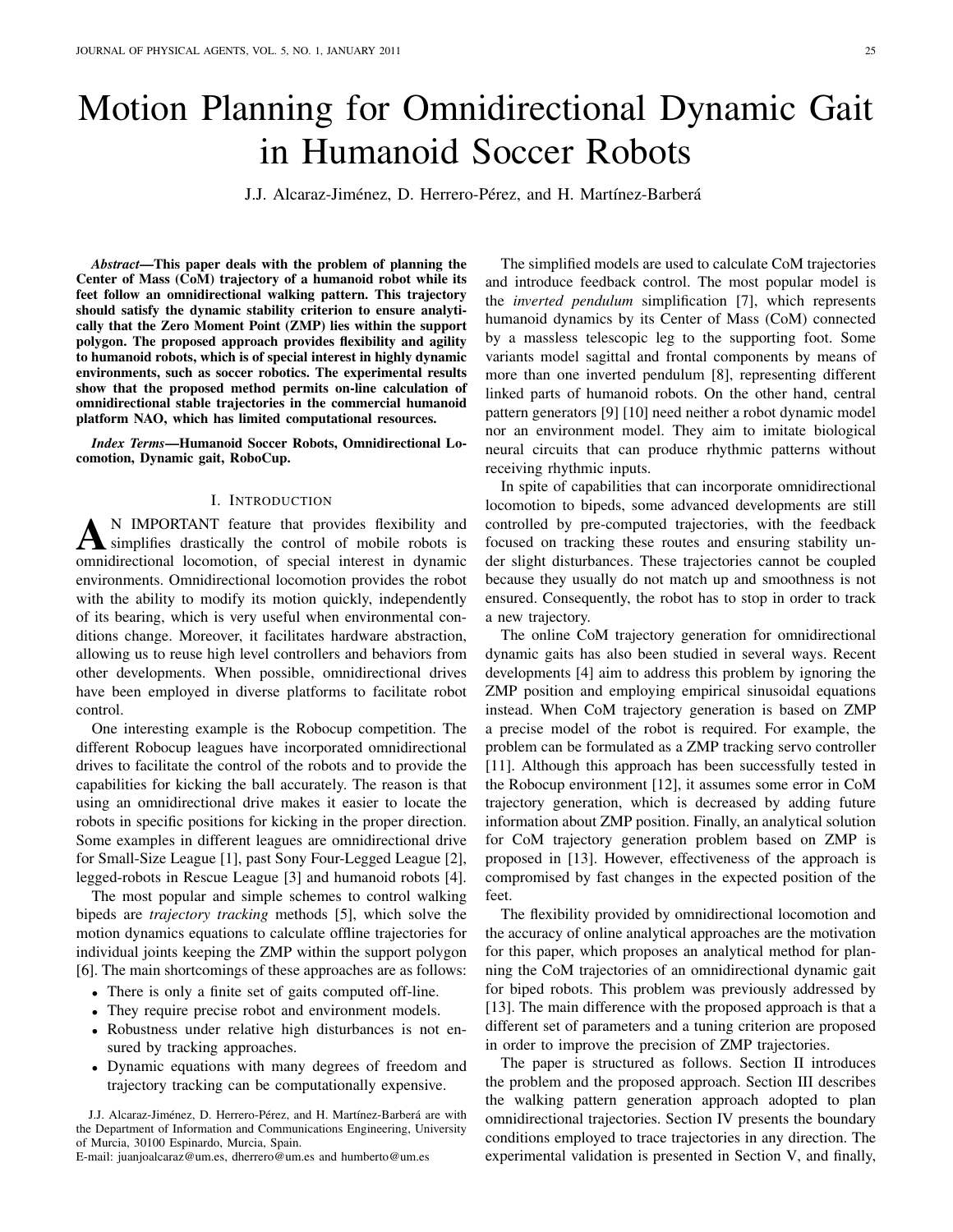# Motion Planning for Omnidirectional Dynamic Gait in Humanoid Soccer Robots

J.J. Alcaraz-Jiménez, D. Herrero-Pérez, and H. Martínez-Barberá

***Abstract*—This paper deals with the problem of planning the Center of Mass (CoM) trajectory of a humanoid robot while its feet follow an omnidirectional walking pattern. This trajectory should satisfy the dynamic stability criterion to ensure analytically that the Zero Moment Point (ZMP) lies within the support polygon. The proposed approach provides flexibility and agility to humanoid robots, which is of special interest in highly dynamic environments, such as soccer robotics. The experimental results show that the proposed method permits on-line calculation of omnidirectional stable trajectories in the commercial humanoid platform NAO, which has limited computational resources.**

***Index Terms*—Humanoid Soccer Robots, Omnidirectional Locomotion, Dynamic gait, RoboCup.**

## I. Introduction

An important feature that provides flexibility and simplifies drastically the control of mobile robots is omnidirectional locomotion, of special interest in dynamic environments. Omnidirectional locomotion provides the robot with the ability to modify its motion quickly, independently of its bearing, which is very useful when environmental conditions change. Moreover, it facilitates hardware abstraction, allowing us to reuse high level controllers and behaviors from other developments. When possible, omnidirectional drives have been employed in diverse platforms to facilitate robot control.

One interesting example is the Robocup competition. The different Robocup leagues have incorporated omnidirectional drives to facilitate the control of the robots and to provide the capabilities for kicking the ball accurately. The reason is that using an omnidirectional drive makes it easier to locate the robots in specific positions for kicking in the proper direction. Some examples in different leagues are omnidirectional drive for Small-Size League [1], past Sony Four-Legged League [2], legged-robots in Rescue League [3] and humanoid robots [4].

The most popular and simple schemes to control walking bipeds are *trajectory tracking* methods [5], which solve the motion dynamics equations to calculate offline trajectories for individual joints keeping the ZMP within the support polygon [6]. The main shortcomings of these approaches are as follows:

- There is only a finite set of gaits computed off-line.
- They require precise robot and environment models.
- Robustness under relative high disturbances is not ensured by tracking approaches.
- Dynamic equations with many degrees of freedom and trajectory tracking can be computationally expensive.

J.J. Alcaraz-Jiménez, D. Herrero-Pérez, and H. Martínez-Barberá are with the Department of Information and Communications Engineering, University of Murcia, 30100 Espinardo, Murcia, Spain.
E-mail: juanjoalcaraz@um.es, dherrero@um.es and humberto@um.es

The simplified models are used to calculate CoM trajectories and introduce feedback control. The most popular model is the *inverted pendulum* simplification [7], which represents humanoid dynamics by its Center of Mass (CoM) connected by a massless telescopic leg to the supporting foot. Some variants model sagittal and frontal components by means of more than one inverted pendulum [8], representing different linked parts of humanoid robots. On the other hand, central pattern generators [9] [10] need neither a robot dynamic model nor an environment model. They aim to imitate biological neural circuits that can produce rhythmic patterns without receiving rhythmic inputs.

In spite of capabilities that can incorporate omnidirectional locomotion to bipeds, some advanced developments are still controlled by pre-computed trajectories, with the feedback focused on tracking these routes and ensuring stability under slight disturbances. These trajectories cannot be coupled because they usually do not match up and smoothness is not ensured. Consequently, the robot has to stop in order to track a new trajectory.

The online CoM trajectory generation for omnidirectional dynamic gaits has also been studied in several ways. Recent developments [4] aim to address this problem by ignoring the ZMP position and employing empirical sinusoidal equations instead. When CoM trajectory generation is based on ZMP a precise model of the robot is required. For example, the problem can be formulated as a ZMP tracking servo controller [11]. Although this approach has been successfully tested in the Robocup environment [12], it assumes some error in CoM trajectory generation, which is decreased by adding future information about ZMP position. Finally, an analytical solution for CoM trajectory generation problem based on ZMP is proposed in [13]. However, effectiveness of the approach is compromised by fast changes in the expected position of the feet.

The flexibility provided by omnidirectional locomotion and the accuracy of online analytical approaches are the motivation for this paper, which proposes an analytical method for planning the CoM trajectories of an omnidirectional dynamic gait for biped robots. This problem was previously addressed by [13]. The main difference with the proposed approach is that a different set of parameters and a tuning criterion are proposed in order to improve the precision of ZMP trajectories.

The paper is structured as follows. Section II introduces the problem and the proposed approach. Section III describes the walking pattern generation approach adopted to plan omnidirectional trajectories. Section IV presents the boundary conditions employed to trace trajectories in any direction. The experimental validation is presented in Section V, and finally,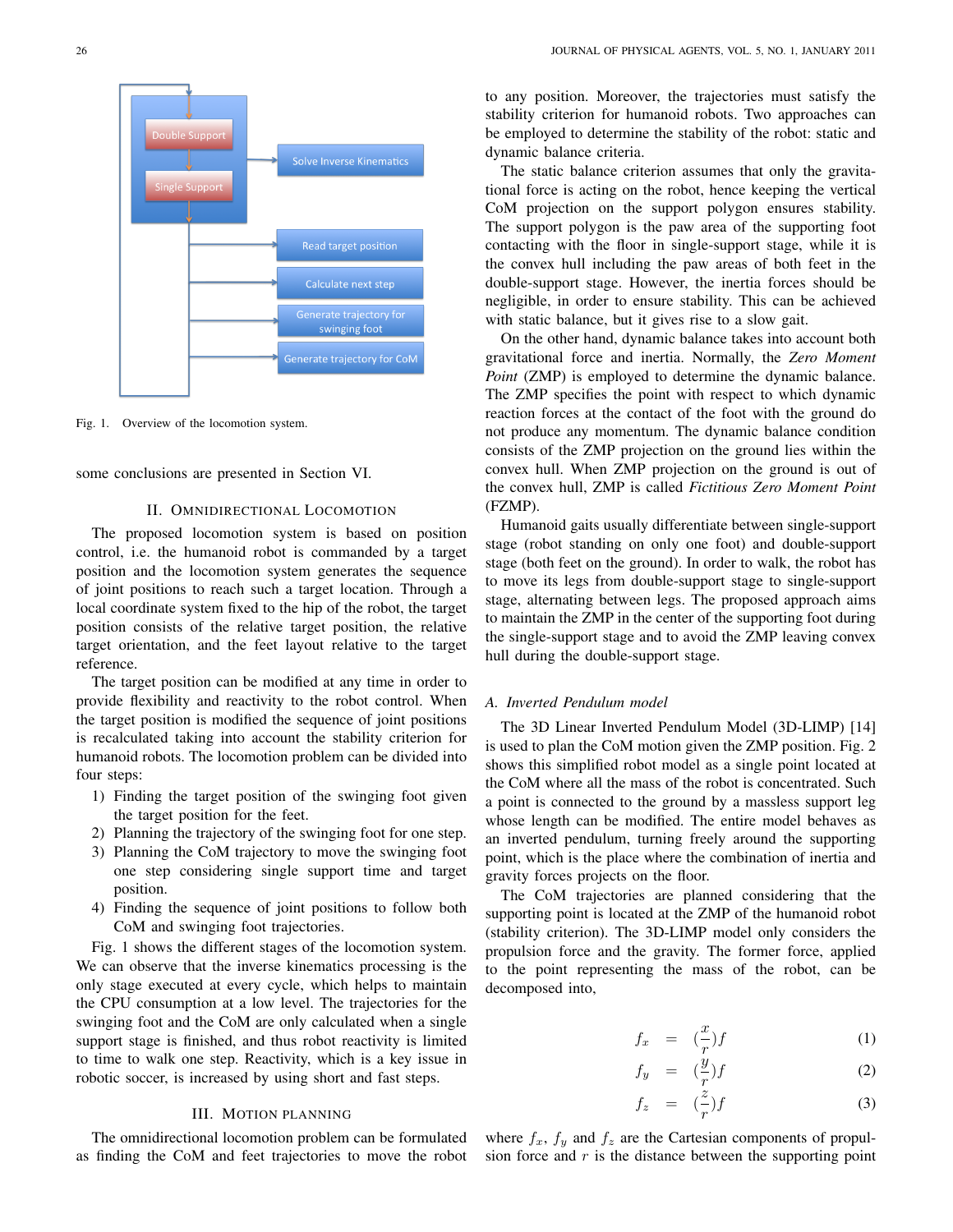Fig. 1. Overview of the locomotion system.

some conclusions are presented in Section VI.

## II. Omnidirectional Locomotion

The proposed locomotion system is based on position control, i.e. the humanoid robot is commanded by a target position and the locomotion system generates the sequence of joint positions to reach such a target location. Through a local coordinate system fixed to the hip of the robot, the target position consists of the relative target position, the relative target orientation, and the feet layout relative to the target reference.

The target position can be modified at any time in order to provide flexibility and reactivity to the robot control. When the target position is modified the sequence of joint positions is recalculated taking into account the stability criterion for humanoid robots. The locomotion problem can be divided into four steps:

1) Finding the target position of the swinging foot given the target position for the feet.
2) Planning the trajectory of the swinging foot for one step.
3) Planning the CoM trajectory to move the swinging foot one step considering single support time and target position.
4) Finding the sequence of joint positions to follow both CoM and swinging foot trajectories.

Fig. 1 shows the different stages of the locomotion system. We can observe that the inverse kinematics processing is the only stage executed at every cycle, which helps to maintain the CPU consumption at a low level. The trajectories for the swinging foot and the CoM are only calculated when a single support stage is finished, and thus robot reactivity is limited to time to walk one step. Reactivity, which is a key issue in robotic soccer, is increased by using short and fast steps.

## III. Motion Planning

The omnidirectional locomotion problem can be formulated as finding the CoM and feet trajectories to move the robot to any position. Moreover, the trajectories must satisfy the stability criterion for humanoid robots. Two approaches can be employed to determine the stability of the robot: static and dynamic balance criteria.

The static balance criterion assumes that only the gravitational force is acting on the robot, hence keeping the vertical CoM projection on the support polygon ensures stability. The support polygon is the paw area of the supporting foot contacting with the floor in single-support stage, while it is the convex hull including the paw areas of both feet in the double-support stage. However, the inertia forces should be negligible, in order to ensure stability. This can be achieved with static balance, but it gives rise to a slow gait.

On the other hand, dynamic balance takes into account both gravitational force and inertia. Normally, the *Zero Moment Point* (ZMP) is employed to determine the dynamic balance. The ZMP specifies the point with respect to which dynamic reaction forces at the contact of the foot with the ground do not produce any momentum. The dynamic balance condition consists of the ZMP projection on the ground lies within the convex hull. When ZMP projection on the ground is out of the convex hull, ZMP is called *Fictitious Zero Moment Point* (FZMP).

Humanoid gaits usually differentiate between single-support stage (robot standing on only one foot) and double-support stage (both feet on the ground). In order to walk, the robot has to move its legs from double-support stage to single-support stage, alternating between legs. The proposed approach aims to maintain the ZMP in the center of the supporting foot during the single-support stage and to avoid the ZMP leaving convex hull during the double-support stage.

### A. Inverted Pendulum model

The 3D Linear Inverted Pendulum Model (3D-LIMP) [14] is used to plan the CoM motion given the ZMP position. Fig. 2 shows this simplified robot model as a single point located at the CoM where all the mass of the robot is concentrated. Such a point is connected to the ground by a massless support leg whose length can be modified. The entire model behaves as an inverted pendulum, turning freely around the supporting point, which is the place where the combination of inertia and gravity forces projects on the floor.

The CoM trajectories are planned considering that the supporting point is located at the ZMP of the humanoid robot (stability criterion). The 3D-LIMP model only considers the propulsion force and the gravity. The former force, applied to the point representing the mass of the robot, can be decomposed into,

$$f_x = \left(\frac{x}{r}\right)f \quad (1)$$

$$f_y = \left(\frac{y}{r}\right)f \quad (2)$$

$$f_z = \left(\frac{z}{r}\right)f \quad (3)$$

where $f_x$, $f_y$ and $f_z$ are the Cartesian components of propulsion force and $r$ is the distance between the supporting point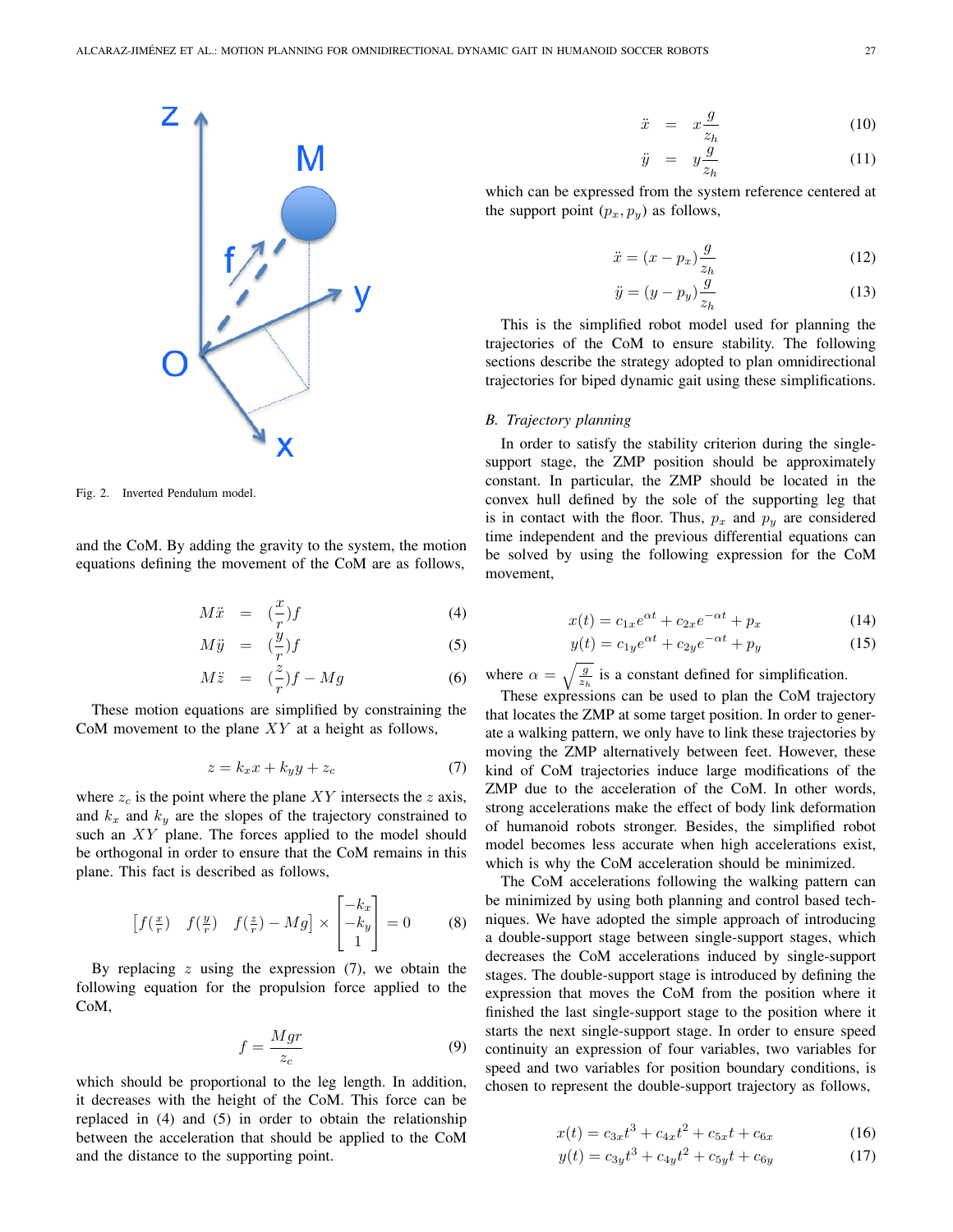Fig. 2. Inverted Pendulum model.

and the CoM. By adding the gravity to the system, the motion equations defining the movement of the CoM are as follows,

$$M\ddot{x} = (\frac{x}{r})f \quad (4)$$

$$M\ddot{y} = (\frac{y}{r})f \quad (5)$$

$$M\ddot{z} = (\frac{z}{r})f - Mg \quad (6)$$

These motion equations are simplified by constraining the CoM movement to the plane $XY$ at a height as follows,

$$z = k_x x + k_y y + z_c \quad (7)$$

where $z_c$ is the point where the plane $XY$ intersects the $z$ axis, and $k_x$ and $k_y$ are the slopes of the trajectory constrained to such an $XY$ plane. The forces applied to the model should be orthogonal in order to ensure that the CoM remains in this plane. This fact is described as follows,

$$\begin{bmatrix} f(\frac{x}{r}) & f(\frac{y}{r}) & f(\frac{z}{r}) - Mg \end{bmatrix} \times \begin{bmatrix} -k_x \\ -k_y \\ 1 \end{bmatrix} = 0 \quad (8)$$

By replacing $z$ using the expression (7), we obtain the following equation for the propulsion force applied to the CoM,

$$f = \frac{Mgr}{z_c} \quad (9)$$

which should be proportional to the leg length. In addition, it decreases with the height of the CoM. This force can be replaced in (4) and (5) in order to obtain the relationship between the acceleration that should be applied to the CoM and the distance to the supporting point.

$$\ddot{x} = x\frac{g}{z_h} \quad (10)$$

$$\ddot{y} = y\frac{g}{z_h} \quad (11)$$

which can be expressed from the system reference centered at the support point $(p_x, p_y)$ as follows,

$$\ddot{x} = (x - p_x)\frac{g}{z_h} \quad (12)$$

$$\ddot{y} = (y - p_y)\frac{g}{z_h} \quad (13)$$

This is the simplified robot model used for planning the trajectories of the CoM to ensure stability. The following sections describe the strategy adopted to plan omnidirectional trajectories for biped dynamic gait using these simplifications.

### B. Trajectory planning

In order to satisfy the stability criterion during the single-support stage, the ZMP position should be approximately constant. In particular, the ZMP should be located in the convex hull defined by the sole of the supporting leg that is in contact with the floor. Thus, $p_x$ and $p_y$ are considered time independent and the previous differential equations can be solved by using the following expression for the CoM movement,

$$x(t) = c_{1x}e^{\alpha t} + c_{2x}e^{-\alpha t} + p_x \quad (14)$$

$$y(t) = c_{1y}e^{\alpha t} + c_{2y}e^{-\alpha t} + p_y \quad (15)$$

where $\alpha = \sqrt{\frac{g}{z_h}}$ is a constant defined for simplification.

These expressions can be used to plan the CoM trajectory that locates the ZMP at some target position. In order to generate a walking pattern, we only have to link these trajectories by moving the ZMP alternatively between feet. However, these kind of CoM trajectories induce large modifications of the ZMP due to the acceleration of the CoM. In other words, strong accelerations make the effect of body link deformation of humanoid robots stronger. Besides, the simplified robot model becomes less accurate when high accelerations exist, which is why the CoM acceleration should be minimized.

The CoM accelerations following the walking pattern can be minimized by using both planning and control based techniques. We have adopted the simple approach of introducing a double-support stage between single-support stages, which decreases the CoM accelerations induced by single-support stages. The double-support stage is introduced by defining the expression that moves the CoM from the position where it finished the last single-support stage to the position where it starts the next single-support stage. In order to ensure speed continuity an expression of four variables, two variables for speed and two variables for position boundary conditions, is chosen to represent the double-support trajectory as follows,

$$x(t) = c_{3x}t^3 + c_{4x}t^2 + c_{5x}t + c_{6x} \quad (16)$$

$$y(t) = c_{3y}t^3 + c_{4y}t^2 + c_{5y}t + c_{6y} \quad (17)$$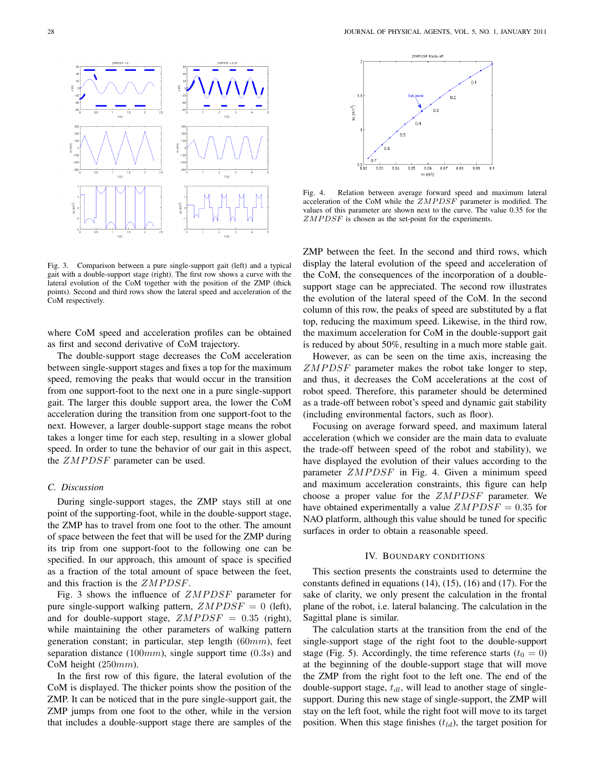Fig. 3. Comparison between a pure single-support gait (left) and a typical gait with a double-support stage (right). The first row shows a curve with the lateral evolution of the CoM together with the position of the ZMP (thick points). Second and third rows show the lateral speed and acceleration of the CoM respectively.

where CoM speed and acceleration profiles can be obtained as first and second derivative of CoM trajectory.

The double-support stage decreases the CoM acceleration between single-support stages and fixes a top for the maximum speed, removing the peaks that would occur in the transition from one support-foot to the next one in a pure single-support gait. The larger this double support area, the lower the CoM acceleration during the transition from one support-foot to the next. However, a larger double-support stage means the robot takes a longer time for each step, resulting in a slower global speed. In order to tune the behavior of our gait in this aspect, the $ZMPDSF$ parameter can be used.

### C. Discussion

During single-support stages, the ZMP stays still at one point of the supporting-foot, while in the double-support stage, the ZMP has to travel from one foot to the other. The amount of space between the feet that will be used for the ZMP during its trip from one support-foot to the following one can be specified. In our approach, this amount of space is specified as a fraction of the total amount of space between the feet, and this fraction is the $ZMPDSF$.

Fig. 3 shows the influence of $ZMPDSF$ parameter for pure single-support walking pattern, $ZMPDSF = 0$ (left), and for double-support stage, $ZMPDSF = 0.35$ (right), while maintaining the other parameters of walking pattern generation constant; in particular, step length ($60mm$), feet separation distance ($100mm$), single support time ($0.3s$) and CoM height ($250mm$).

In the first row of this figure, the lateral evolution of the CoM is displayed. The thicker points show the position of the ZMP. It can be noticed that in the pure single-support gait, the ZMP jumps from one foot to the other, while in the version that includes a double-support stage there are samples of the ZMP between the feet. In the second and third rows, which display the lateral evolution of the speed and acceleration of the CoM, the consequences of the incorporation of a double-support stage can be appreciated. The second row illustrates the evolution of the lateral speed of the CoM. In the second column of this row, the peaks of speed are substituted by a flat top, reducing the maximum speed. Likewise, in the third row, the maximum acceleration for CoM in the double-support gait is reduced by about 50%, resulting in a much more stable gait.

However, as can be seen on the time axis, increasing the $ZMPDSF$ parameter makes the robot take longer to step, and thus, it decreases the CoM accelerations at the cost of robot speed. Therefore, this parameter should be determined as a trade-off between robot's speed and dynamic gait stability (including environmental factors, such as floor).

Fig. 4. Relation between average forward speed and maximum lateral acceleration of the CoM while the $ZMPDSF$ parameter is modified. The values of this parameter are shown next to the curve. The value 0.35 for the $ZMPDSF$ is chosen as the set-point for the experiments.

Focusing on average forward speed, and maximum lateral acceleration (which we consider are the main data to evaluate the trade-off between speed of the robot and stability), we have displayed the evolution of their values according to the parameter $ZMPDSF$ in Fig. 4. Given a minimum speed and maximum acceleration constraints, this figure can help choose a proper value for the $ZMPDSF$ parameter. We have obtained experimentally a value $ZMPDSF = 0.35$ for NAO platform, although this value should be tuned for specific surfaces in order to obtain a reasonable speed.

## IV. Boundary Conditions

This section presents the constraints used to determine the constants defined in equations (14), (15), (16) and (17). For the sake of clarity, we only present the calculation in the frontal plane of the robot, i.e. lateral balancing. The calculation in the Sagittal plane is similar.

The calculation starts at the transition from the end of the single-support stage of the right foot to the double-support stage (Fig. 5). Accordingly, the time reference starts ($t_0 = 0$) at the beginning of the double-support stage that will move the ZMP from the right foot to the left one. The end of the double-support stage, $t_{dl}$, will lead to another stage of single-support. During this new stage of single-support, the ZMP will stay on the left foot, while the right foot will move to its target position. When this stage finishes ($t_{ld}$), the target position for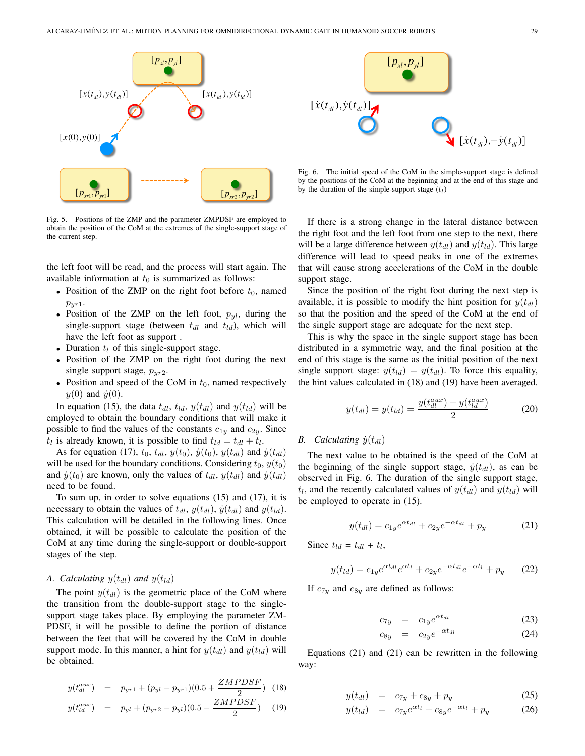Fig. 5. Positions of the ZMP and the parameter ZMPDSF are employed to obtain the position of the CoM at the extremes of the single-support stage of the current step.

the left foot will be read, and the process will start again. The available information at $t_0$ is summarized as follows:

- Position of the ZMP on the right foot before $t_0$, named $p_{yr1}$.
- Position of the ZMP on the left foot, $p_{yl}$, during the single-support stage (between $t_{dl}$ and $t_{ld}$), which will have the left foot as support .
- Duration $t_l$ of this single-support stage.
- Position of the ZMP on the right foot during the next single support stage, $p_{yr2}$.
- Position and speed of the CoM in $t_0$, named respectively $y(0)$ and $\dot{y}(0)$.

In equation (15), the data $t_{dl}$, $t_{ld}$, $y(t_{dl})$ and $y(t_{ld})$ will be employed to obtain the boundary conditions that will make it possible to find the values of the constants $c_{1y}$ and $c_{2y}$. Since $t_l$ is already known, it is possible to find $t_{ld} = t_{dl} + t_l$.

As for equation (17), $t_0$, $t_{dl}$, $y(t_0)$, $\dot{y}(t_0)$, $y(t_{dl})$ and $\dot{y}(t_{dl})$ will be used for the boundary conditions. Considering $t_0$, $y(t_0)$ and $\dot{y}(t_0)$ are known, only the values of $t_{dl}$, $y(t_{dl})$ and $\dot{y}(t_{dl})$ need to be found.

To sum up, in order to solve equations (15) and (17), it is necessary to obtain the values of $t_{dl}$, $y(t_{dl})$, $\dot{y}(t_{dl})$ and $y(t_{ld})$. This calculation will be detailed in the following lines. Once obtained, it will be possible to calculate the position of the CoM at any time during the single-support or double-support stages of the step.

### A. Calculating $y(t_{dl})$ and $y(t_{ld})$

The point $y(t_{dl})$ is the geometric place of the CoM where the transition from the double-support stage to the single-support stage takes place. By employing the parameter ZMPDSF, it will be possible to define the portion of distance between the feet that will be covered by the CoM in double support mode. In this manner, a hint for $y(t_{dl})$ and $y(t_{ld})$ will be obtained.

$$y(t_{dl}^{aux}) = p_{yr1} + (p_{yl} - p_{yr1})(0.5 + \frac{ZMPDSF}{2}) \quad (18)$$

$$y(t_{ld}^{aux}) = p_{yl} + (p_{yr2} - p_{yl})(0.5 - \frac{ZMPDSF}{2}) \quad (19)$$

Fig. 6. The initial speed of the CoM in the simple-support stage is defined by the positions of the CoM at the beginning and at the end of this stage and by the duration of the simple-support stage ($t_l$)

If there is a strong change in the lateral distance between the right foot and the left foot from one step to the next, there will be a large difference between $y(t_{dl})$ and $y(t_{ld})$. This large difference will lead to speed peaks in one of the extremes that will cause strong accelerations of the CoM in the double support stage.

Since the position of the right foot during the next step is available, it is possible to modify the hint position for $y(t_{dl})$ so that the position and the speed of the CoM at the end of the single support stage are adequate for the next step.

This is why the space in the single support stage has been distributed in a symmetric way, and the final position at the end of this stage is the same as the initial position of the next single support stage: $y(t_{ld}) = y(t_{dl})$. To force this equality, the hint values calculated in (18) and (19) have been averaged.

$$y(t_{dl}) = y(t_{ld}) = \frac{y(t_{dl}^{aux}) + y(t_{ld}^{aux})}{2} \quad (20)$$

### B. Calculating $\dot{y}(t_{dl})$

The next value to be obtained is the speed of the CoM at the beginning of the single support stage, $\dot{y}(t_{dl})$, as can be observed in Fig. 6. The duration of the single support stage, $t_l$, and the recently calculated values of $y(t_{dl})$ and $y(t_{ld})$ will be employed to operate in (15).

$$y(t_{dl}) = c_{1y}e^{\alpha t_{dl}} + c_{2y}e^{-\alpha t_{dl}} + p_y \quad (21)$$

Since $t_{ld} = t_{dl} + t_l$,

$$y(t_{ld}) = c_{1y}e^{\alpha t_{dl}}e^{\alpha t_l} + c_{2y}e^{-\alpha t_{dl}}e^{-\alpha t_l} + p_y \quad (22)$$

If $c_{7y}$ and $c_{8y}$ are defined as follows:

$$c_{7y} = c_{1y}e^{\alpha t_{dl}} \quad (23)$$

$$c_{8y} = c_{2y}e^{-\alpha t_{dl}} \quad (24)$$

Equations (21) and (21) can be rewritten in the following way:

$$y(t_{dl}) = c_{7y} + c_{8y} + p_y \quad (25)$$

$$y(t_{ld}) = c_{7y}e^{\alpha t_l} + c_{8y}e^{-\alpha t_l} + p_y \quad (26)$$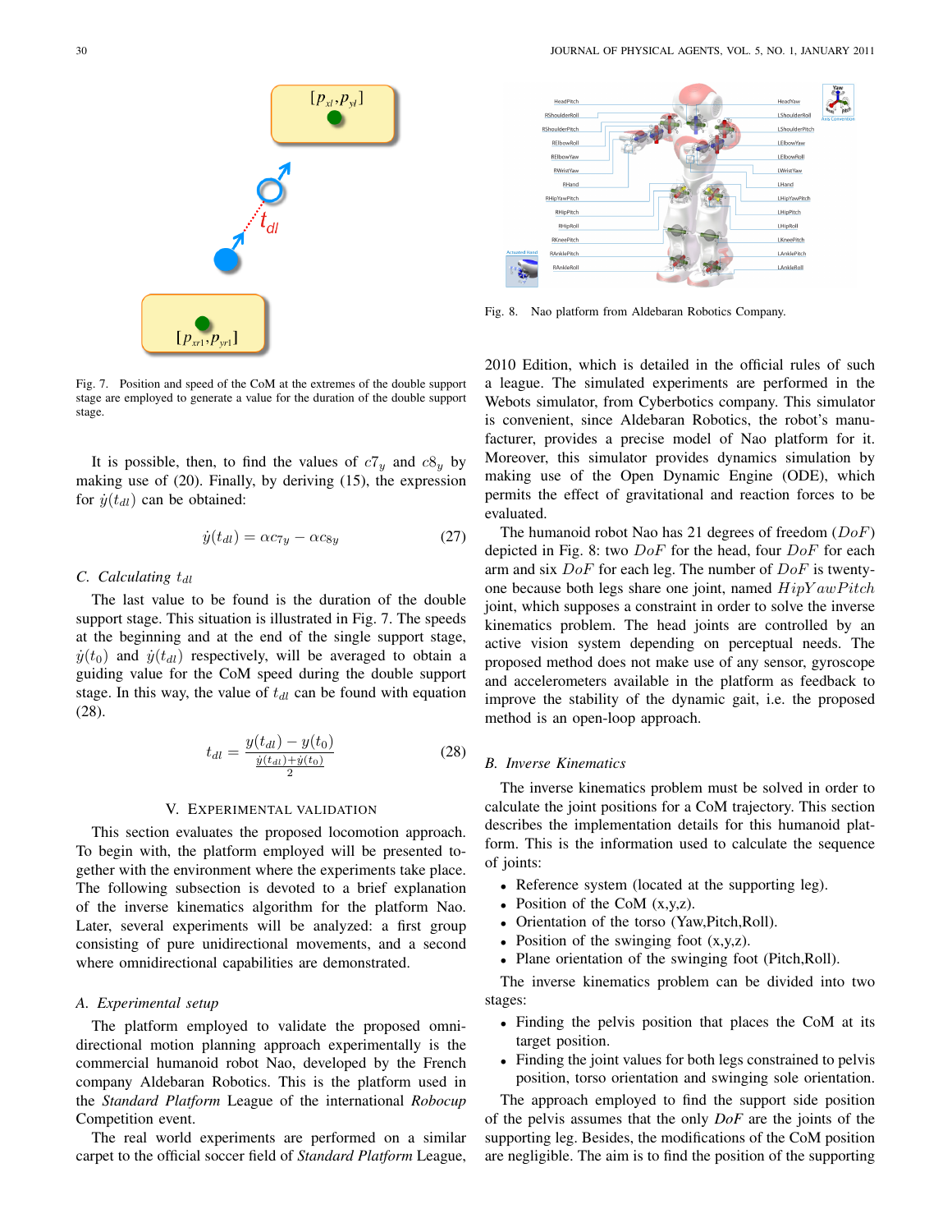Fig. 7. Position and speed of the CoM at the extremes of the double support stage are employed to generate a value for the duration of the double support stage.

It is possible, then, to find the values of $c7_y$ and $c8_y$ by making use of (20). Finally, by deriving (15), the expression for $\dot{y}(t_{dl})$ can be obtained:

$$\dot{y}(t_{dl}) = \alpha c_{7y} - \alpha c_{8y} \tag{27}$$

### C. Calculating $t_{dl}$

The last value to be found is the duration of the double support stage. This situation is illustrated in Fig. 7. The speeds at the beginning and at the end of the single support stage, $\dot{y}(t_0)$ and $\dot{y}(t_{dl})$ respectively, will be averaged to obtain a guiding value for the CoM speed during the double support stage. In this way, the value of $t_{dl}$ can be found with equation (28).

$$t_{dl} = \frac{y(t_{dl}) - y(t_0)}{\frac{\dot{y}(t_{dl}) + \dot{y}(t_0)}{2}} \tag{28}$$

## V. Experimental validation

This section evaluates the proposed locomotion approach. To begin with, the platform employed will be presented together with the environment where the experiments take place. The following subsection is devoted to a brief explanation of the inverse kinematics algorithm for the platform Nao. Later, several experiments will be analyzed: a first group consisting of pure unidirectional movements, and a second where omnidirectional capabilities are demonstrated.

### A. Experimental setup

The platform employed to validate the proposed omnidirectional motion planning approach experimentally is the commercial humanoid robot Nao, developed by the French company Aldebaran Robotics. This is the platform used in the *Standard Platform* League of the international *Robocup* Competition event.

The real world experiments are performed on a similar carpet to the official soccer field of *Standard Platform* League, 2010 Edition, which is detailed in the official rules of such a league. The simulated experiments are performed in the Webots simulator, from Cyberbotics company. This simulator is convenient, since Aldebaran Robotics, the robot's manufacturer, provides a precise model of Nao platform for it. Moreover, this simulator provides dynamics simulation by making use of the Open Dynamic Engine (ODE), which permits the effect of gravitational and reaction forces to be evaluated.

Fig. 8. Nao platform from Aldebaran Robotics Company.

The humanoid robot Nao has 21 degrees of freedom ($DoF$) depicted in Fig. 8: two $DoF$ for the head, four $DoF$ for each arm and six $DoF$ for each leg. The number of $DoF$ is twenty-one because both legs share one joint, named $HipYawPitch$ joint, which supposes a constraint in order to solve the inverse kinematics problem. The head joints are controlled by an active vision system depending on perceptual needs. The proposed method does not make use of any sensor, gyroscope and accelerometers available in the platform as feedback to improve the stability of the dynamic gait, i.e. the proposed method is an open-loop approach.

### B. Inverse Kinematics

The inverse kinematics problem must be solved in order to calculate the joint positions for a CoM trajectory. This section describes the implementation details for this humanoid platform. This is the information used to calculate the sequence of joints:

- Reference system (located at the supporting leg).
- Position of the CoM (x,y,z).
- Orientation of the torso (Yaw,Pitch,Roll).
- Position of the swinging foot (x,y,z).
- Plane orientation of the swinging foot (Pitch,Roll).

The inverse kinematics problem can be divided into two stages:

- Finding the pelvis position that places the CoM at its target position.
- Finding the joint values for both legs constrained to pelvis position, torso orientation and swinging sole orientation.

The approach employed to find the support side position of the pelvis assumes that the only *DoF* are the joints of the supporting leg. Besides, the modifications of the CoM position are negligible. The aim is to find the position of the supporting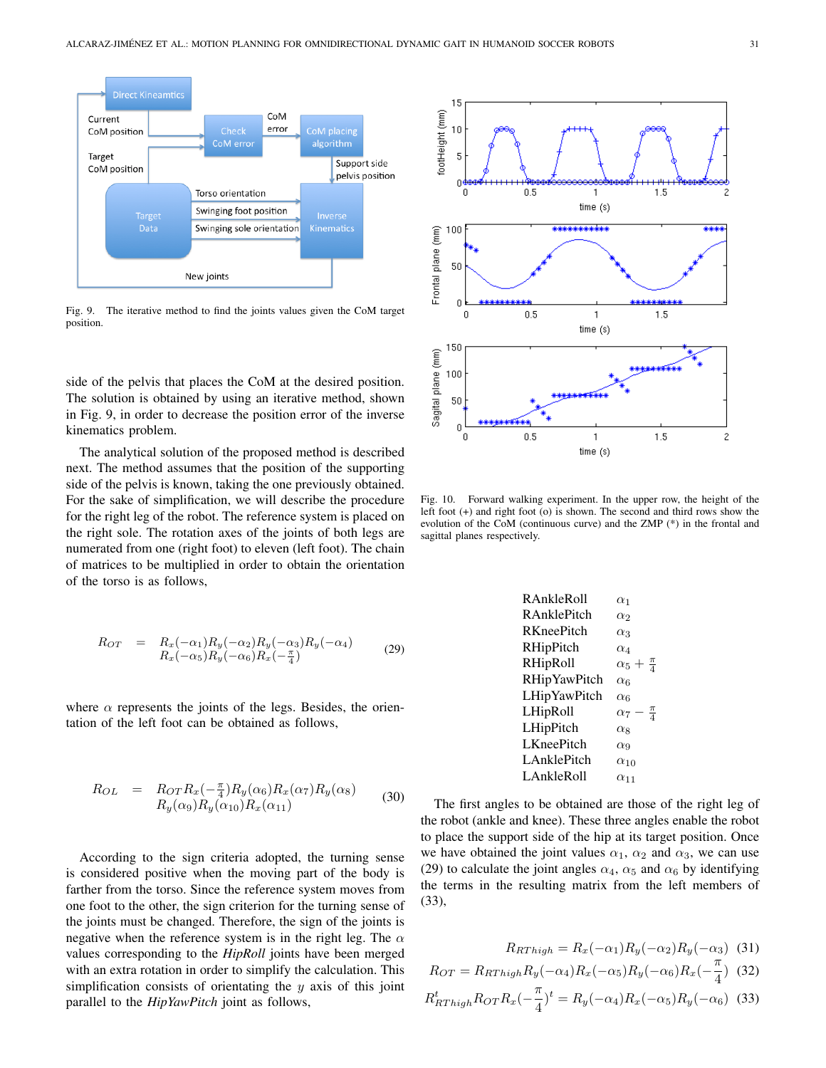Fig. 9. The iterative method to find the joints values given the CoM target position.

side of the pelvis that places the CoM at the desired position. The solution is obtained by using an iterative method, shown in Fig. 9, in order to decrease the position error of the inverse kinematics problem.

The analytical solution of the proposed method is described next. The method assumes that the position of the supporting side of the pelvis is known, taking the one previously obtained. For the sake of simplification, we will describe the procedure for the right leg of the robot. The reference system is placed on the right sole. The rotation axes of the joints of both legs are numerated from one (right foot) to eleven (left foot). The chain of matrices to be multiplied in order to obtain the orientation of the torso is as follows,

$$
\begin{aligned}
R_{OT} \quad = \quad & R_x(-\alpha_1)R_y(-\alpha_2)R_y(-\alpha_3)R_y(-\alpha_4) \\
& R_x(-\alpha_5)R_y(-\alpha_6)R_x(-\tfrac{\pi}{4})
\end{aligned} \tag{29}
$$

where $\alpha$ represents the joints of the legs. Besides, the orientation of the left foot can be obtained as follows,

$$
\begin{aligned}
R_{OL} \quad = \quad & R_{OT}R_x(-\tfrac{\pi}{4})R_y(\alpha_6)R_x(\alpha_7)R_y(\alpha_8) \\
& R_y(\alpha_9)R_y(\alpha_{10})R_x(\alpha_{11})
\end{aligned} \tag{30}
$$

According to the sign criteria adopted, the turning sense is considered positive when the moving part of the body is farther from the torso. Since the reference system moves from one foot to the other, the sign criterion for the turning sense of the joints must be changed. Therefore, the sign of the joints is negative when the reference system is in the right leg. The $\alpha$ values corresponding to the *HipRoll* joints have been merged with an extra rotation in order to simplify the calculation. This simplification consists of orientating the $y$ axis of this joint parallel to the *HipYawPitch* joint as follows,

Fig. 10. Forward walking experiment. In the upper row, the height of the left foot (+) and right foot (o) is shown. The second and third rows show the evolution of the CoM (continuous curve) and the ZMP (*) in the frontal and sagittal planes respectively.

| | |
|---|---|
| RAnkleRoll | $\alpha_1$ |
| RAnklePitch | $\alpha_2$ |
| RKneePitch | $\alpha_3$ |
| RHipPitch | $\alpha_4$ |
| RHipRoll | $\alpha_5 + \frac{\pi}{4}$ |
| RHipYawPitch | $\alpha_6$ |
| LHipYawPitch | $\alpha_6$ |
| LHipRoll | $\alpha_7 - \frac{\pi}{4}$ |
| LHipPitch | $\alpha_8$ |
| LKneePitch | $\alpha_9$ |
| LAnklePitch | $\alpha_{10}$ |
| LAnkleRoll | $\alpha_{11}$ |

The first angles to be obtained are those of the right leg of the robot (ankle and knee). These three angles enable the robot to place the support side of the hip at its target position. Once we have obtained the joint values $\alpha_1$, $\alpha_2$ and $\alpha_3$, we can use (29) to calculate the joint angles $\alpha_4$, $\alpha_5$ and $\alpha_6$ by identifying the terms in the resulting matrix from the left members of (33),

$$
R_{RThigh} = R_x(-\alpha_1)R_y(-\alpha_2)R_y(-\alpha_3) \tag{31}
$$

$$
R_{OT} = R_{RThigh}R_y(-\alpha_4)R_x(-\alpha_5)R_y(-\alpha_6)R_x(-\frac{\pi}{4}) \tag{32}
$$

$$
R^t_{RThigh}R_{OT}R_x(-\frac{\pi}{4})^t = R_y(-\alpha_4)R_x(-\alpha_5)R_y(-\alpha_6) \tag{33}
$$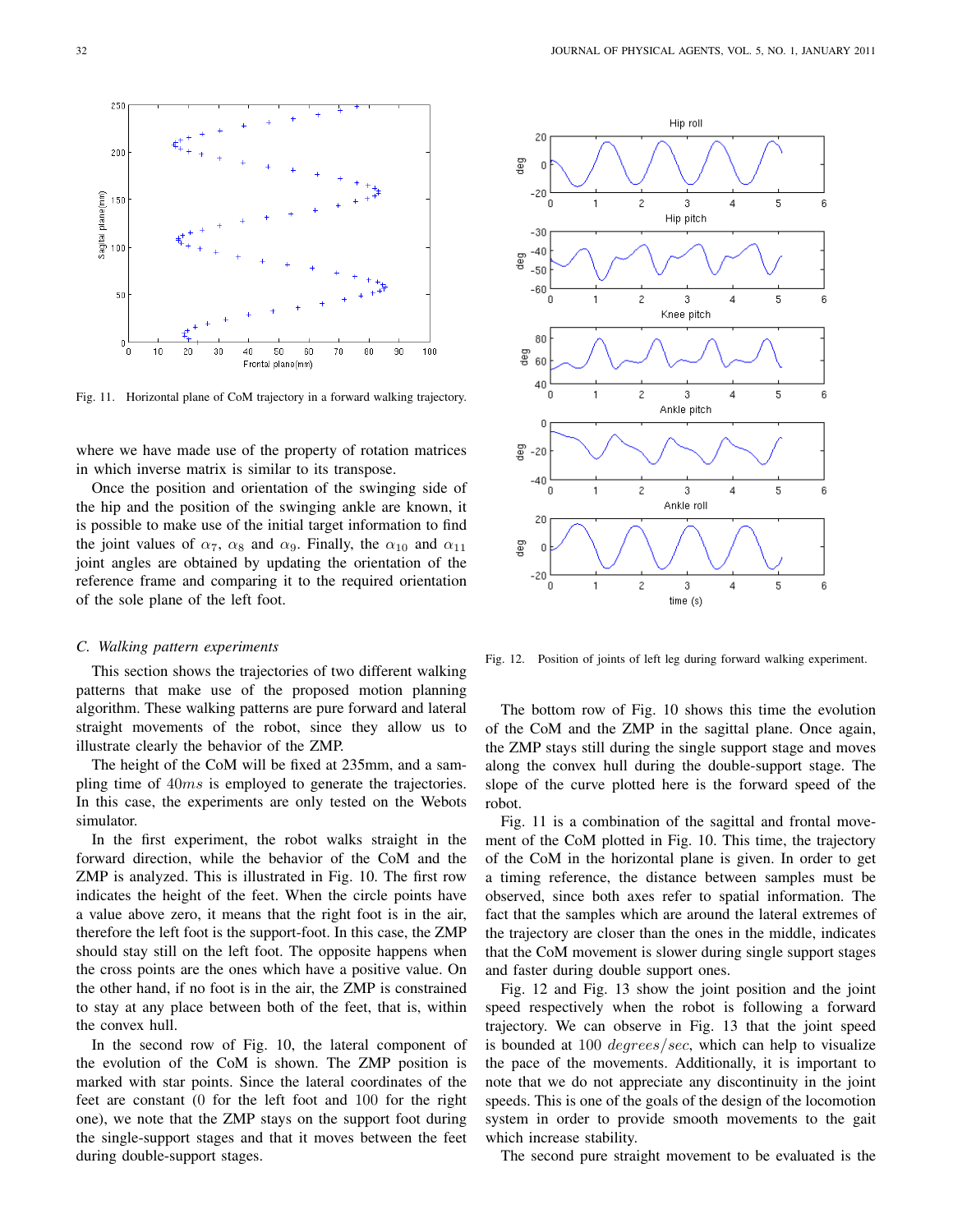Fig. 11. Horizontal plane of CoM trajectory in a forward walking trajectory.

where we have made use of the property of rotation matrices in which inverse matrix is similar to its transpose.

Once the position and orientation of the swinging side of the hip and the position of the swinging ankle are known, it is possible to make use of the initial target information to find the joint values of $\alpha_7$, $\alpha_8$ and $\alpha_9$. Finally, the $\alpha_{10}$ and $\alpha_{11}$ joint angles are obtained by updating the orientation of the reference frame and comparing it to the required orientation of the sole plane of the left foot.

### C. Walking pattern experiments

This section shows the trajectories of two different walking patterns that make use of the proposed motion planning algorithm. These walking patterns are pure forward and lateral straight movements of the robot, since they allow us to illustrate clearly the behavior of the ZMP.

The height of the CoM will be fixed at 235mm, and a sampling time of $40ms$ is employed to generate the trajectories. In this case, the experiments are only tested on the Webots simulator.

In the first experiment, the robot walks straight in the forward direction, while the behavior of the CoM and the ZMP is analyzed. This is illustrated in Fig. 10. The first row indicates the height of the feet. When the circle points have a value above zero, it means that the right foot is in the air, therefore the left foot is the support-foot. In this case, the ZMP should stay still on the left foot. The opposite happens when the cross points are the ones which have a positive value. On the other hand, if no foot is in the air, the ZMP is constrained to stay at any place between both of the feet, that is, within the convex hull.

In the second row of Fig. 10, the lateral component of the evolution of the CoM is shown. The ZMP position is marked with star points. Since the lateral coordinates of the feet are constant (0 for the left foot and 100 for the right one), we note that the ZMP stays on the support foot during the single-support stages and that it moves between the feet during double-support stages.

Fig. 12. Position of joints of left leg during forward walking experiment.

The bottom row of Fig. 10 shows this time the evolution of the CoM and the ZMP in the sagittal plane. Once again, the ZMP stays still during the single support stage and moves along the convex hull during the double-support stage. The slope of the curve plotted here is the forward speed of the robot.

Fig. 11 is a combination of the sagittal and frontal movement of the CoM plotted in Fig. 10. This time, the trajectory of the CoM in the horizontal plane is given. In order to get a timing reference, the distance between samples must be observed, since both axes refer to spatial information. The fact that the samples which are around the lateral extremes of the trajectory are closer than the ones in the middle, indicates that the CoM movement is slower during single support stages and faster during double support ones.

Fig. 12 and Fig. 13 show the joint position and the joint speed respectively when the robot is following a forward trajectory. We can observe in Fig. 13 that the joint speed is bounded at $100\ degrees/sec$, which can help to visualize the pace of the movements. Additionally, it is important to note that we do not appreciate any discontinuity in the joint speeds. This is one of the goals of the design of the locomotion system in order to provide smooth movements to the gait which increase stability.

The second pure straight movement to be evaluated is the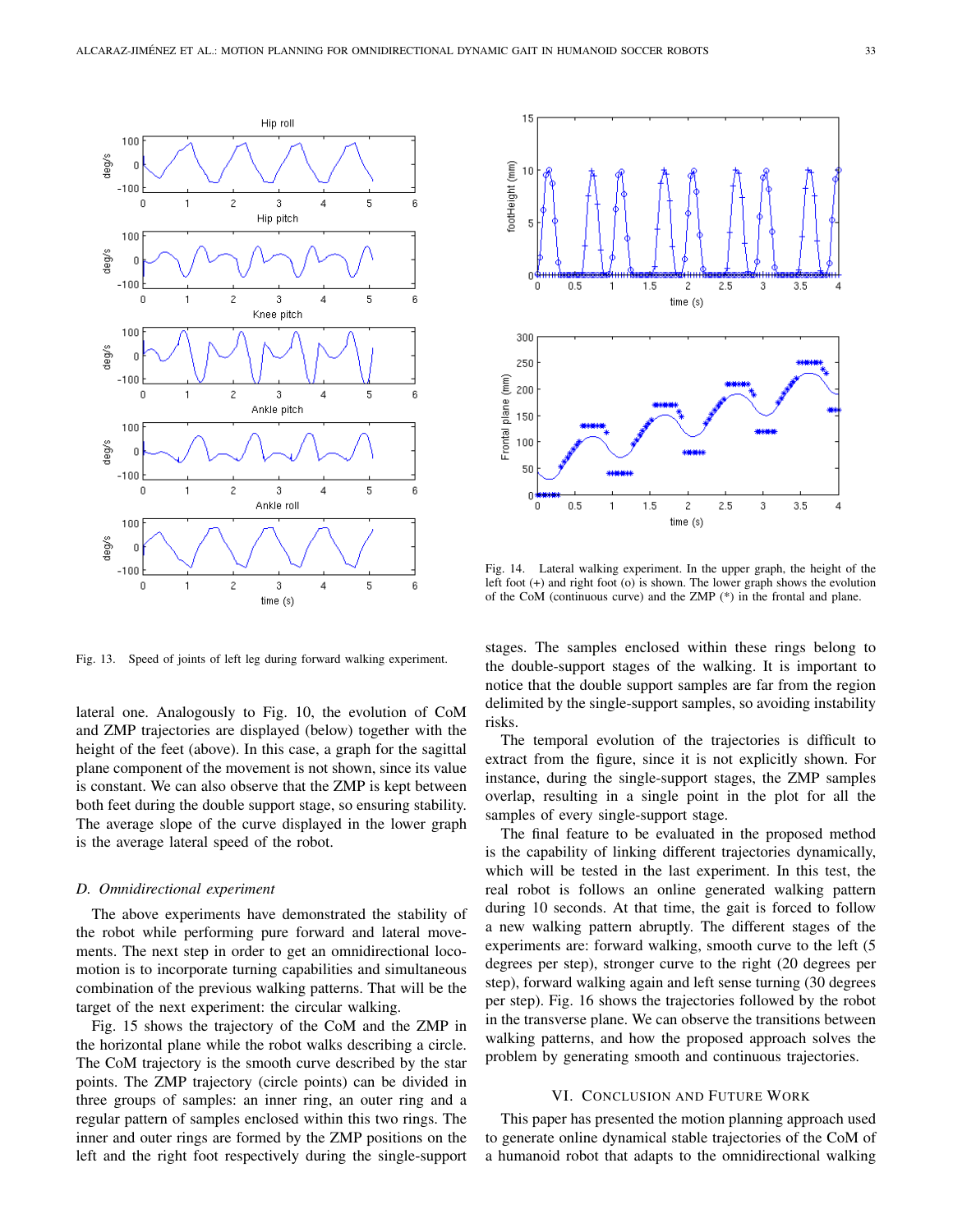Fig. 13. Speed of joints of left leg during forward walking experiment.

Fig. 14. Lateral walking experiment. In the upper graph, the height of the left foot (+) and right foot (o) is shown. The lower graph shows the evolution of the CoM (continuous curve) and the ZMP (*) in the frontal and plane.

lateral one. Analogously to Fig. 10, the evolution of CoM and ZMP trajectories are displayed (below) together with the height of the feet (above). In this case, a graph for the sagittal plane component of the movement is not shown, since its value is constant. We can also observe that the ZMP is kept between both feet during the double support stage, so ensuring stability. The average slope of the curve displayed in the lower graph is the average lateral speed of the robot.

### D. Omnidirectional experiment

The above experiments have demonstrated the stability of the robot while performing pure forward and lateral movements. The next step in order to get an omnidirectional locomotion is to incorporate turning capabilities and simultaneous combination of the previous walking patterns. That will be the target of the next experiment: the circular walking.

Fig. 15 shows the trajectory of the CoM and the ZMP in the horizontal plane while the robot walks describing a circle. The CoM trajectory is the smooth curve described by the star points. The ZMP trajectory (circle points) can be divided in three groups of samples: an inner ring, an outer ring and a regular pattern of samples enclosed within this two rings. The inner and outer rings are formed by the ZMP positions on the left and the right foot respectively during the single-support stages. The samples enclosed within these rings belong to the double-support stages of the walking. It is important to notice that the double support samples are far from the region delimited by the single-support samples, so avoiding instability risks.

The temporal evolution of the trajectories is difficult to extract from the figure, since it is not explicitly shown. For instance, during the single-support stages, the ZMP samples overlap, resulting in a single point in the plot for all the samples of every single-support stage.

The final feature to be evaluated in the proposed method is the capability of linking different trajectories dynamically, which will be tested in the last experiment. In this test, the real robot is follows an online generated walking pattern during 10 seconds. At that time, the gait is forced to follow a new walking pattern abruptly. The different stages of the experiments are: forward walking, smooth curve to the left (5 degrees per step), stronger curve to the right (20 degrees per step), forward walking again and left sense turning (30 degrees per step). Fig. 16 shows the trajectories followed by the robot in the transverse plane. We can observe the transitions between walking patterns, and how the proposed approach solves the problem by generating smooth and continuous trajectories.

## VI. Conclusion and Future Work

This paper has presented the motion planning approach used to generate online dynamical stable trajectories of the CoM of a humanoid robot that adapts to the omnidirectional walking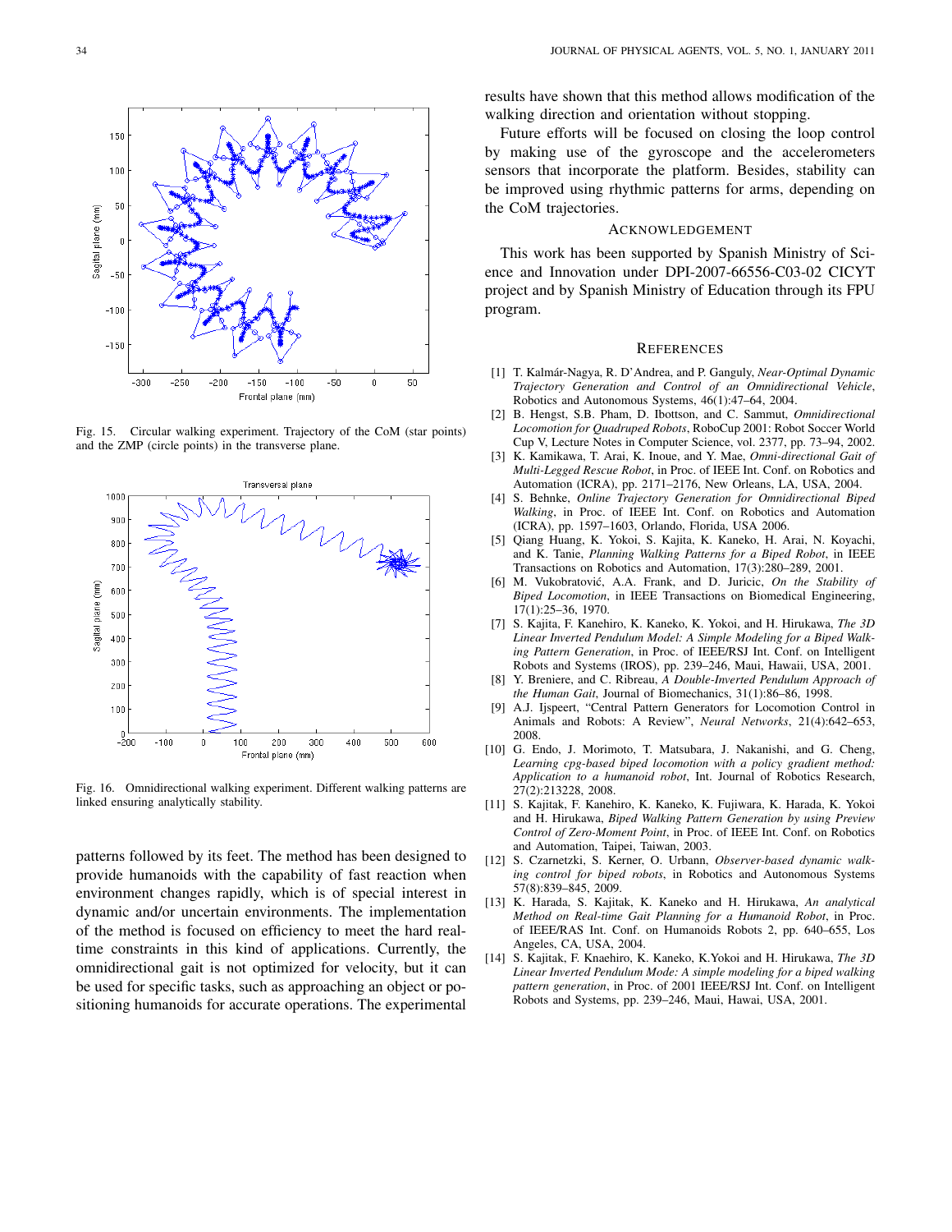Sagital plane (mm)

150

100

50

0

-50

-100

-150

-300 -250 -200 -150 -100 -50 0 50

Frontal plane (mm)

Fig. 15. Circular walking experiment. Trajectory of the CoM (star points) and the ZMP (circle points) in the transverse plane.

Transversal plane

Sagital plane (mm)

1000

900

800

700

600

500

400

300

200

100

0

-200 -100 0 100 200 300 400 500 600

Frontal plane (mm)

Fig. 16. Omnidirectional walking experiment. Different walking patterns are linked ensuring analytically stability.

patterns followed by its feet. The method has been designed to provide humanoids with the capability of fast reaction when environment changes rapidly, which is of special interest in dynamic and/or uncertain environments. The implementation of the method is focused on efficiency to meet the hard real-time constraints in this kind of applications. Currently, the omnidirectional gait is not optimized for velocity, but it can be used for specific tasks, such as approaching an object or positioning humanoids for accurate operations. The experimental results have shown that this method allows modification of the walking direction and orientation without stopping.

Future efforts will be focused on closing the loop control by making use of the gyroscope and the accelerometers sensors that incorporate the platform. Besides, stability can be improved using rhythmic patterns for arms, depending on the CoM trajectories.

## Acknowledgement

This work has been supported by Spanish Ministry of Science and Innovation under DPI-2007-66556-C03-02 CICYT project and by Spanish Ministry of Education through its FPU program.

## References

[1] T. Kalmár-Nagya, R. D'Andrea, and P. Ganguly, *Near-Optimal Dynamic Trajectory Generation and Control of an Omnidirectional Vehicle*, Robotics and Autonomous Systems, 46(1):47–64, 2004.

[2] B. Hengst, S.B. Pham, D. Ibottson, and C. Sammut, *Omnidirectional Locomotion for Quadruped Robots*, RoboCup 2001: Robot Soccer World Cup V, Lecture Notes in Computer Science, vol. 2377, pp. 73–94, 2002.

[3] K. Kamikawa, T. Arai, K. Inoue, and Y. Mae, *Omni-directional Gait of Multi-Legged Rescue Robot*, in Proc. of IEEE Int. Conf. on Robotics and Automation (ICRA), pp. 2171–2176, New Orleans, LA, USA, 2004.

[4] S. Behnke, *Online Trajectory Generation for Omnidirectional Biped Walking*, in Proc. of IEEE Int. Conf. on Robotics and Automation (ICRA), pp. 1597–1603, Orlando, Florida, USA 2006.

[5] Qiang Huang, K. Yokoi, S. Kajita, K. Kaneko, H. Arai, N. Koyachi, and K. Tanie, *Planning Walking Patterns for a Biped Robot*, in IEEE Transactions on Robotics and Automation, 17(3):280–289, 2001.

[6] M. Vukobratović, A.A. Frank, and D. Juricic, *On the Stability of Biped Locomotion*, in IEEE Transactions on Biomedical Engineering, 17(1):25–36, 1970.

[7] S. Kajita, F. Kanehiro, K. Kaneko, K. Yokoi, and H. Hirukawa, *The 3D Linear Inverted Pendulum Model: A Simple Modeling for a Biped Walking Pattern Generation*, in Proc. of IEEE/RSJ Int. Conf. on Intelligent Robots and Systems (IROS), pp. 239–246, Maui, Hawaii, USA, 2001.

[8] Y. Breniere, and C. Ribreau, *A Double-Inverted Pendulum Approach of the Human Gait*, Journal of Biomechanics, 31(1):86–86, 1998.

[9] A.J. Ijspeert, "Central Pattern Generators for Locomotion Control in Animals and Robots: A Review", *Neural Networks*, 21(4):642–653, 2008.

[10] G. Endo, J. Morimoto, T. Matsubara, J. Nakanishi, and G. Cheng, *Learning cpg-based biped locomotion with a policy gradient method: Application to a humanoid robot*, Int. Journal of Robotics Research, 27(2):213228, 2008.

[11] S. Kajitak, F. Kanehiro, K. Kaneko, K. Fujiwara, K. Harada, K. Yokoi and H. Hirukawa, *Biped Walking Pattern Generation by using Preview Control of Zero-Moment Point*, in Proc. of IEEE Int. Conf. on Robotics and Automation, Taipei, Taiwan, 2003.

[12] S. Czarnetzki, S. Kerner, O. Urbann, *Observer-based dynamic walking control for biped robots*, in Robotics and Autonomous Systems 57(8):839–845, 2009.

[13] K. Harada, S. Kajitak, K. Kaneko and H. Hirukawa, *An analytical Method on Real-time Gait Planning for a Humanoid Robot*, in Proc. of IEEE/RAS Int. Conf. on Humanoids Robots 2, pp. 640–655, Los Angeles, CA, USA, 2004.

[14] S. Kajitak, F. Knaehiro, K. Kaneko, K.Yokoi and H. Hirukawa, *The 3D Linear Inverted Pendulum Mode: A simple modeling for a biped walking pattern generation*, in Proc. of 2001 IEEE/RSJ Int. Conf. on Intelligent Robots and Systems, pp. 239–246, Maui, Hawai, USA, 2001.